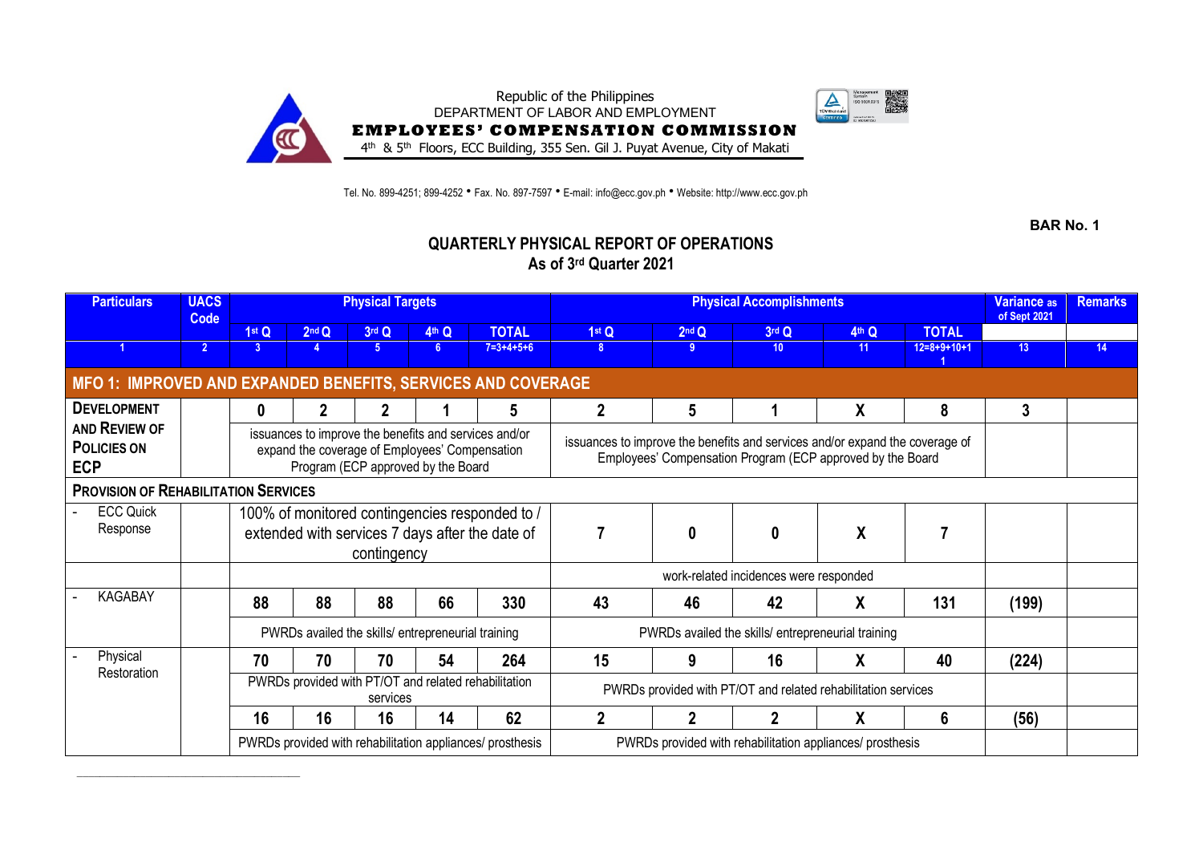Republic of the Philippines
DEPARTMENT OF LABOR AND EMPLOYMENT
**EMPLOYEES' COMPENSATION COMMISSION**
4th & 5th Floors, ECC Building, 355 Sen. Gil J. Puyat Avenue, City of Makati

Tel. No. 899-4251; 899-4252 • Fax. No. 897-7597 • E-mail: info@ecc.gov.ph • Website: http://www.ecc.gov.ph

**BAR No. 1**

## QUARTERLY PHYSICAL REPORT OF OPERATIONS
## As of 3rd Quarter 2021

| Particulars | UACS Code | Physical Targets | | | | | Physical Accomplishments | | | | | Variance as of Sept 2021 | Remarks |
|---|---|---|---|---|---|---|---|---|---|---|---|---|---|
| | | 1st Q | 2nd Q | 3rd Q | 4th Q | TOTAL | 1st Q | 2nd Q | 3rd Q | 4th Q | TOTAL | | |
| 1 | 2 | 3 | 4 | 5 | 6 | 7=3+4+5+6 | 8 | 9 | 10 | 11 | 12=8+9+10+11 | 13 | 14 |
| **MFO 1: IMPROVED AND EXPANDED BENEFITS, SERVICES AND COVERAGE** | | | | | | | | | | | | | |
| **DEVELOPMENT AND REVIEW OF POLICIES ON ECP** | | 0 | 2 | 2 | 1 | 5 | 2 | 5 | 1 | X | 8 | 3 | |
| | | issuances to improve the benefits and services and/or expand the coverage of Employees' Compensation Program (ECP approved by the Board | | | | | issuances to improve the benefits and services and/or expand the coverage of Employees' Compensation Program (ECP approved by the Board | | | | | | |
| **PROVISION OF REHABILITATION SERVICES** | | | | | | | | | | | | | |
| - ECC Quick Response | | 100% of monitored contingencies responded to / extended with services 7 days after the date of contingency | | | | | 7 | 0 | 0 | X | 7 | | |
| | | | | | | | work-related incidences were responded | | | | | | |
| - KAGABAY | | 88 | 88 | 88 | 66 | 330 | 43 | 46 | 42 | X | 131 | (199) | |
| | | PWRDs availed the skills/ entrepreneurial training | | | | | PWRDs availed the skills/ entrepreneurial training | | | | | | |
| - Physical Restoration | | 70 | 70 | 70 | 54 | 264 | 15 | 9 | 16 | X | 40 | (224) | |
| | | PWRDs provided with PT/OT and related rehabilitation services | | | | | PWRDs provided with PT/OT and related rehabilitation services | | | | | | |
| | | 16 | 16 | 16 | 14 | 62 | 2 | 2 | 2 | X | 6 | (56) | |
| | | PWRDs provided with rehabilitation appliances/ prosthesis | | | | | PWRDs provided with rehabilitation appliances/ prosthesis | | | | | | |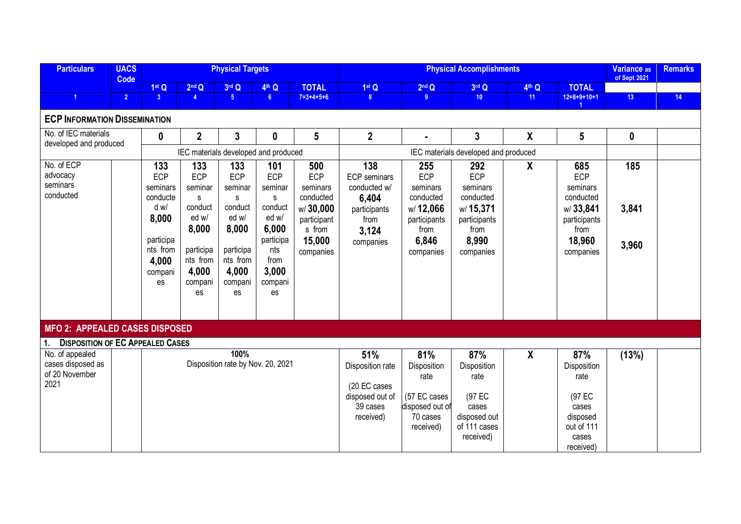| Particulars | UACS Code | Physical Targets | | | | | Physical Accomplishments | | | | | Variance as of Sept 2021 | Remarks |
|---|---|---|---|---|---|---|---|---|---|---|---|---|---|
| | | 1st Q | 2nd Q | 3rd Q | 4th Q | TOTAL | 1st Q | 2nd Q | 3rd Q | 4th Q | TOTAL | | |
| 1 | 2 | 3 | 4 | 5 | 6 | 7=3+4+5+6 | 8 | 9 | 10 | 11 | 12=8+9+10+11 | 13 | 14 |
| **ECP INFORMATION DISSEMINATION** | | | | | | | | | | | | | |
| No. of IEC materials developed and produced | | **0** | **2** | **3** | **0** | **5** | **2** | **-** | **3** | **X** | **5** | **0** | |
| | | IEC materials developed and produced | | | | | IEC materials developed and produced | | | | | | |
| No. of ECP advocacy seminars conducted | | **133** ECP seminars conducted w/ **8,000** participants from **4,000** companies | **133** ECP seminars conducted w/ **8,000** participants from **4,000** companies | **133** ECP seminars conducted w/ **8,000** participants from **4,000** companies | **101** ECP seminars conducted w/ **6,000** participants from **3,000** companies | **500** ECP seminars conducted w/ **30,000** participants from **15,000** companies | **138** ECP seminars conducted w/ **6,404** participants from **3,124** companies | **255** ECP seminars conducted w/ **12,066** participants from **6,846** companies | **292** ECP seminars conducted w/ **15,371** participants from **8,990** companies | **X** | **685** ECP seminars conducted w/ **33,841** participants from **18,960** companies | **185**<br><br>**3,841**<br><br>**3,960** | |
| **MFO 2: APPEALED CASES DISPOSED** | | | | | | | | | | | | | |
| **1. DISPOSITION OF EC APPEALED CASES** | | | | | | | | | | | | | |
| No. of appealed cases disposed as of 20 November 2021 | | **100%** Disposition rate by Nov. 20, 2021 | | | | | **51%** Disposition rate (20 EC cases disposed out of 39 cases received) | **81%** Disposition rate (57 EC cases disposed out of 70 cases received) | **87%** Disposition rate (97 EC cases disposed out of 111 cases received) | **X** | **87%** Disposition rate (97 EC cases disposed out of 111 cases received) | **(13%)** | |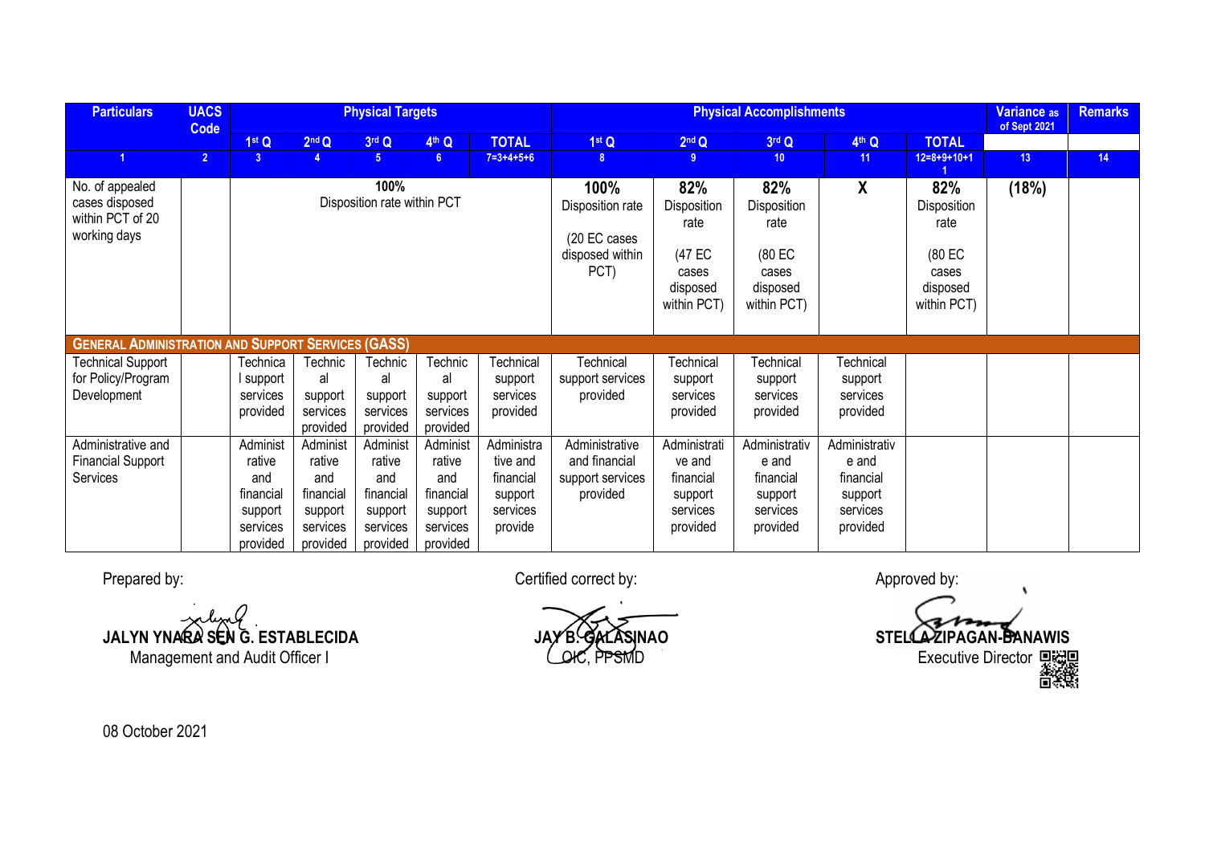| Particulars | UACS Code | Physical Targets | | | | | Physical Accomplishments | | | | | Variance as of Sept 2021 | Remarks |
|---|---|---|---|---|---|---|---|---|---|---|---|---|---|
| | | 1st Q | 2nd Q | 3rd Q | 4th Q | TOTAL | 1st Q | 2nd Q | 3rd Q | 4th Q | TOTAL | | |
| 1 | 2 | 3 | 4 | 5 | 6 | 7=3+4+5+6 | 8 | 9 | 10 | 11 | 12=8+9+10+11 | 13 | 14 |
| No. of appealed cases disposed within PCT of 20 working days | | **100%** Disposition rate within PCT | | | | | **100%** Disposition rate (20 EC cases disposed within PCT) | **82%** Disposition rate (47 EC cases disposed within PCT) | **82%** Disposition rate (80 EC cases disposed within PCT) | **X** | **82%** Disposition rate (80 EC cases disposed within PCT) | **(18%)** | |
| **GENERAL ADMINISTRATION AND SUPPORT SERVICES (GASS)** | | | | | | | | | | | | | |
| Technical Support for Policy/Program Development | | Technical support services provided | Technical support services provided | Technical support services provided | Technical support services provided | Technical support services provided | Technical support services provided | Technical support services provided | Technical support services provided | Technical support services provided | | | |
| Administrative and Financial Support Services | | Administrative and financial support services provided | Administrative and financial support services provided | Administrative and financial support services provided | Administrative and financial support services provided | Administrative and financial support services provide | Administrative and financial support services provided | Administrative and financial support services provided | Administrative and financial support services provided | Administrative and financial support services provided | | | |

Prepared by:

**JALYN YNARA SEN G. ESTABLECIDA**
Management and Audit Officer I

Certified correct by:

**JAY B. GALASINAO**
OIC, PPSMD

Approved by:

**STELLA ZIPAGAN-BANAWIS**
Executive Director

08 October 2021